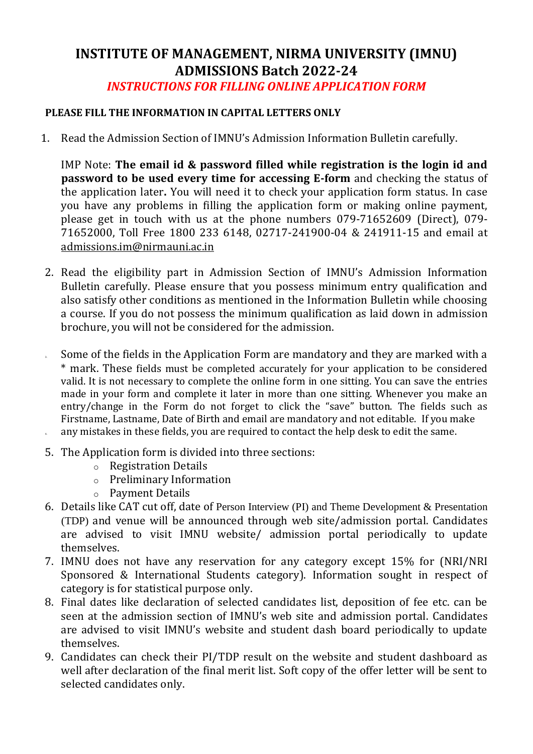# INSTITUTE OF MANAGEMENT, NIRMA UNIVERSITY (IMNU)
# ADMISSIONS Batch 2022-24

## *INSTRUCTIONS FOR FILLING ONLINE APPLICATION FORM*

**PLEASE FILL THE INFORMATION IN CAPITAL LETTERS ONLY**

1. Read the Admission Section of IMNU's Admission Information Bulletin carefully.

   IMP Note: **The email id & password filled while registration is the login id and password to be used every time for accessing E-form** and checking the status of the application later**.** You will need it to check your application form status. In case you have any problems in filling the application form or making online payment, please get in touch with us at the phone numbers 079-71652609 (Direct), 079-71652000, Toll Free 1800 233 6148, 02717-241900-04 & 241911-15 and email at admissions.im@nirmauni.ac.in

2. Read the eligibility part in Admission Section of IMNU's Admission Information Bulletin carefully. Please ensure that you possess minimum entry qualification and also satisfy other conditions as mentioned in the Information Bulletin while choosing a course. If you do not possess the minimum qualification as laid down in admission brochure, you will not be considered for the admission.

3. Some of the fields in the Application Form are mandatory and they are marked with a * mark. These fields must be completed accurately for your application to be considered valid. It is not necessary to complete the online form in one sitting. You can save the entries made in your form and complete it later in more than one sitting. Whenever you make an entry/change in the Form do not forget to click the "save" button. The fields such as Firstname, Lastname, Date of Birth and email are mandatory and not editable. If you make

4. any mistakes in these fields, you are required to contact the help desk to edit the same.

5. The Application form is divided into three sections:
   - Registration Details
   - Preliminary Information
   - Payment Details

6. Details like CAT cut off, date of Person Interview (PI) and Theme Development & Presentation (TDP) and venue will be announced through web site/admission portal. Candidates are advised to visit IMNU website/ admission portal periodically to update themselves.

7. IMNU does not have any reservation for any category except 15% for (NRI/NRI Sponsored & International Students category). Information sought in respect of category is for statistical purpose only.

8. Final dates like declaration of selected candidates list, deposition of fee etc. can be seen at the admission section of IMNU's web site and admission portal. Candidates are advised to visit IMNU's website and student dash board periodically to update themselves.

9. Candidates can check their PI/TDP result on the website and student dashboard as well after declaration of the final merit list. Soft copy of the offer letter will be sent to selected candidates only.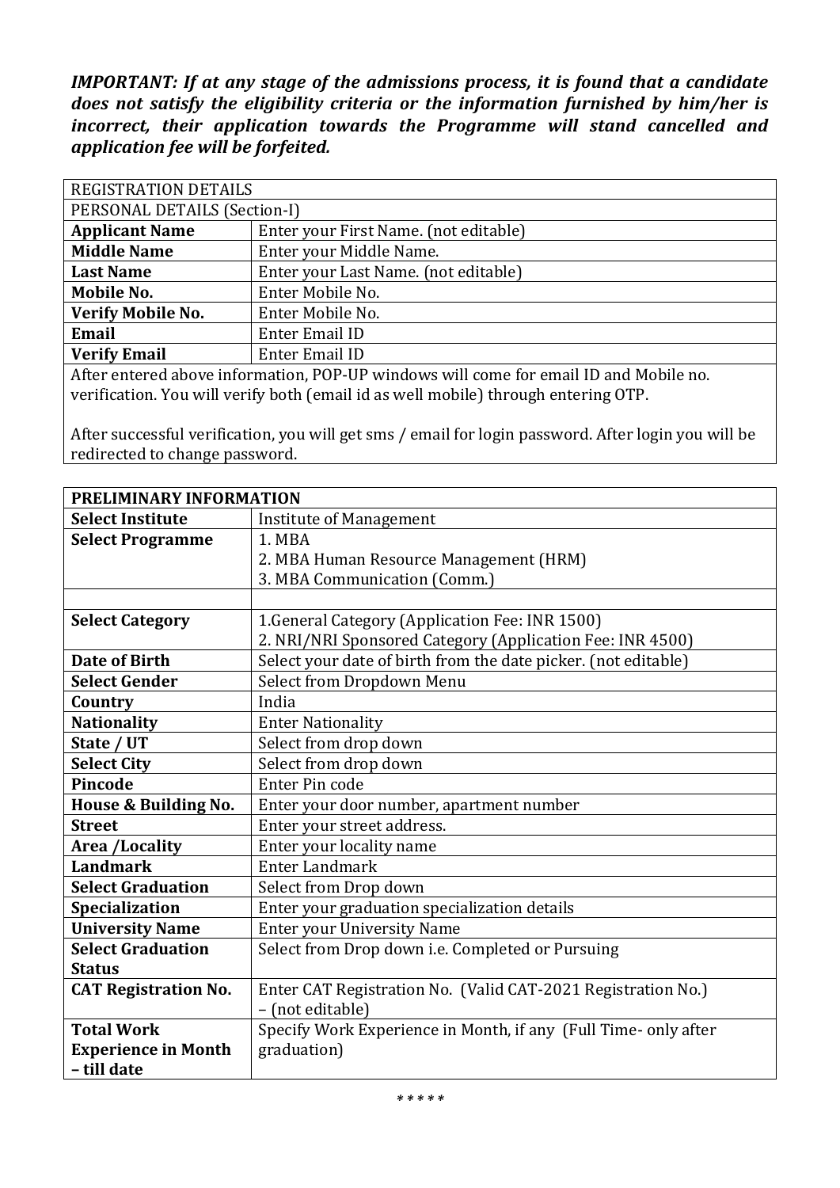***IMPORTANT: If at any stage of the admissions process, it is found that a candidate does not satisfy the eligibility criteria or the information furnished by him/her is incorrect, their application towards the Programme will stand cancelled and application fee will be forfeited.***

| REGISTRATION DETAILS | |
|---|---|
| PERSONAL DETAILS (Section-I) | |
| **Applicant Name** | Enter your First Name. (not editable) |
| **Middle Name** | Enter your Middle Name. |
| **Last Name** | Enter your Last Name. (not editable) |
| **Mobile No.** | Enter Mobile No. |
| **Verify Mobile No.** | Enter Mobile No. |
| **Email** | Enter Email ID |
| **Verify Email** | Enter Email ID |
| After entered above information, POP-UP windows will come for email ID and Mobile no. verification. You will verify both (email id as well mobile) through entering OTP. After successful verification, you will get sms / email for login password. After login you will be redirected to change password. | |

| **PRELIMINARY INFORMATION** | |
|---|---|
| **Select Institute** | Institute of Management |
| **Select Programme** | 1. MBA<br>2. MBA Human Resource Management (HRM)<br>3. MBA Communication (Comm.) |
| | |
| **Select Category** | 1.General Category (Application Fee: INR 1500)<br>2. NRI/NRI Sponsored Category (Application Fee: INR 4500) |
| **Date of Birth** | Select your date of birth from the date picker. (not editable) |
| **Select Gender** | Select from Dropdown Menu |
| **Country** | India |
| **Nationality** | Enter Nationality |
| **State / UT** | Select from drop down |
| **Select City** | Select from drop down |
| **Pincode** | Enter Pin code |
| **House & Building No.** | Enter your door number, apartment number |
| **Street** | Enter your street address. |
| **Area /Locality** | Enter your locality name |
| **Landmark** | Enter Landmark |
| **Select Graduation** | Select from Drop down |
| **Specialization** | Enter your graduation specialization details |
| **University Name** | Enter your University Name |
| **Select Graduation Status** | Select from Drop down i.e. Completed or Pursuing |
| **CAT Registration No.** | Enter CAT Registration No. (Valid CAT-2021 Registration No.) – (not editable) |
| **Total Work Experience in Month – till date** | Specify Work Experience in Month, if any (Full Time- only after graduation) |

\* \* \* \* \*